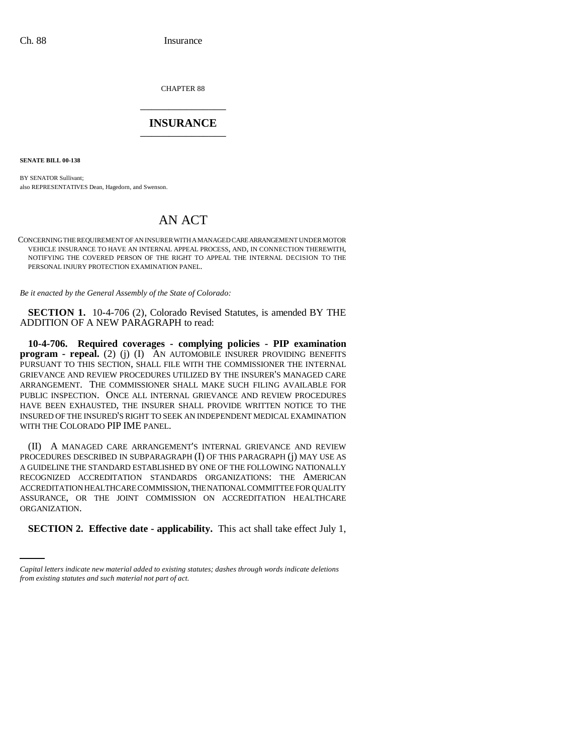CHAPTER 88

# INSURANCE

**SENATE BILL 00-138**

BY SENATOR Sullivant;
also REPRESENTATIVES Dean, Hagedorn, and Swenson.

# AN ACT

CONCERNING THE REQUIREMENT OF AN INSURER WITH A MANAGED CARE ARRANGEMENT UNDER MOTOR VEHICLE INSURANCE TO HAVE AN INTERNAL APPEAL PROCESS, AND, IN CONNECTION THEREWITH, NOTIFYING THE COVERED PERSON OF THE RIGHT TO APPEAL THE INTERNAL DECISION TO THE PERSONAL INJURY PROTECTION EXAMINATION PANEL.

*Be it enacted by the General Assembly of the State of Colorado:*

**SECTION 1.** 10-4-706 (2), Colorado Revised Statutes, is amended BY THE ADDITION OF A NEW PARAGRAPH to read:

**10-4-706. Required coverages - complying policies - PIP examination program - repeal.** (2) (j) (I) AN AUTOMOBILE INSURER PROVIDING BENEFITS PURSUANT TO THIS SECTION, SHALL FILE WITH THE COMMISSIONER THE INTERNAL GRIEVANCE AND REVIEW PROCEDURES UTILIZED BY THE INSURER'S MANAGED CARE ARRANGEMENT. THE COMMISSIONER SHALL MAKE SUCH FILING AVAILABLE FOR PUBLIC INSPECTION. ONCE ALL INTERNAL GRIEVANCE AND REVIEW PROCEDURES HAVE BEEN EXHAUSTED, THE INSURER SHALL PROVIDE WRITTEN NOTICE TO THE INSURED OF THE INSURED'S RIGHT TO SEEK AN INDEPENDENT MEDICAL EXAMINATION WITH THE COLORADO PIP IME PANEL.

(II) A MANAGED CARE ARRANGEMENT'S INTERNAL GRIEVANCE AND REVIEW PROCEDURES DESCRIBED IN SUBPARAGRAPH (I) OF THIS PARAGRAPH (j) MAY USE AS A GUIDELINE THE STANDARD ESTABLISHED BY ONE OF THE FOLLOWING NATIONALLY RECOGNIZED ACCREDITATION STANDARDS ORGANIZATIONS: THE AMERICAN ACCREDITATION HEALTHCARE COMMISSION, THE NATIONAL COMMITTEE FOR QUALITY ASSURANCE, OR THE JOINT COMMISSION ON ACCREDITATION HEALTHCARE ORGANIZATION.

**SECTION 2. Effective date - applicability.** This act shall take effect July 1,

*Capital letters indicate new material added to existing statutes; dashes through words indicate deletions from existing statutes and such material not part of act.*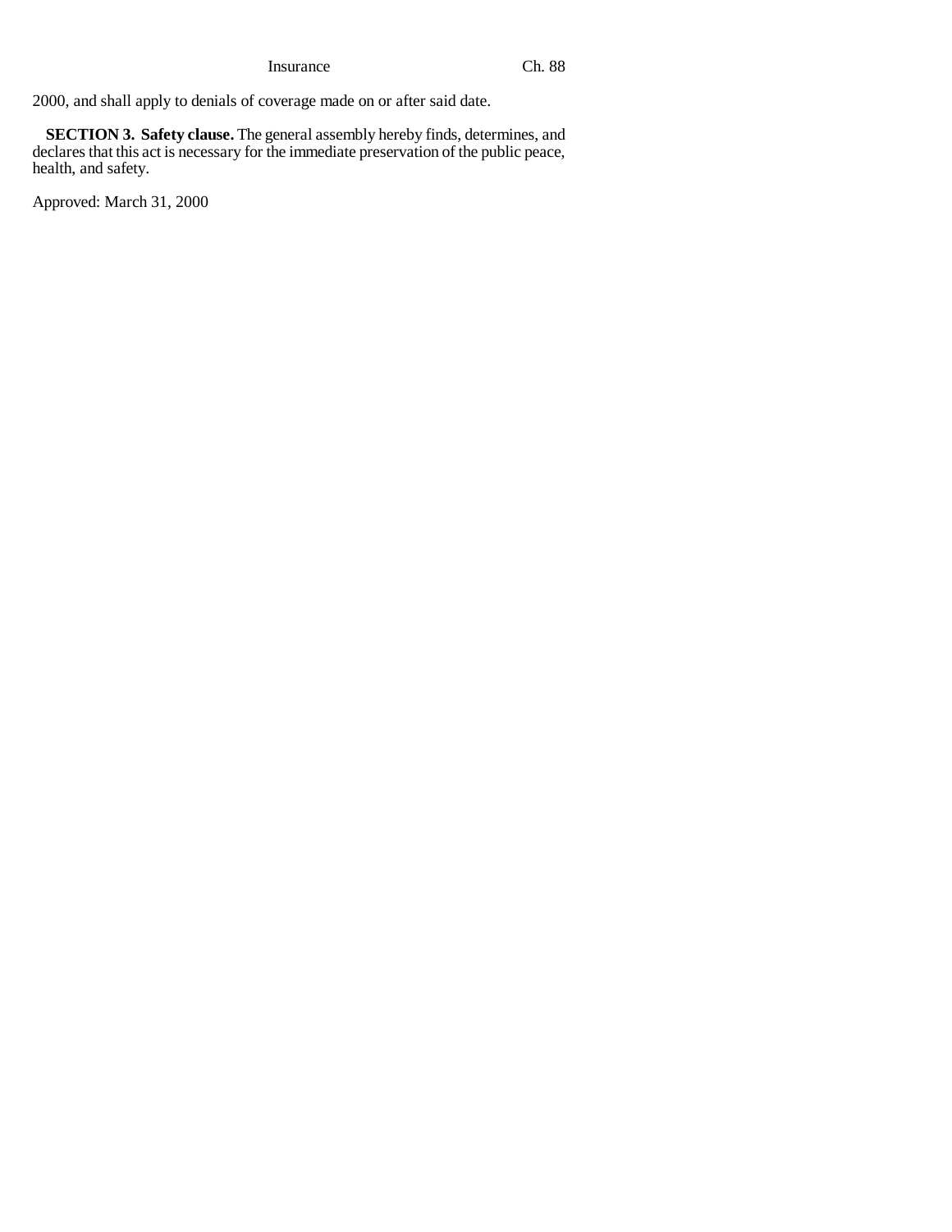2000, and shall apply to denials of coverage made on or after said date.

**SECTION 3. Safety clause.** The general assembly hereby finds, determines, and declares that this act is necessary for the immediate preservation of the public peace, health, and safety.

Approved: March 31, 2000